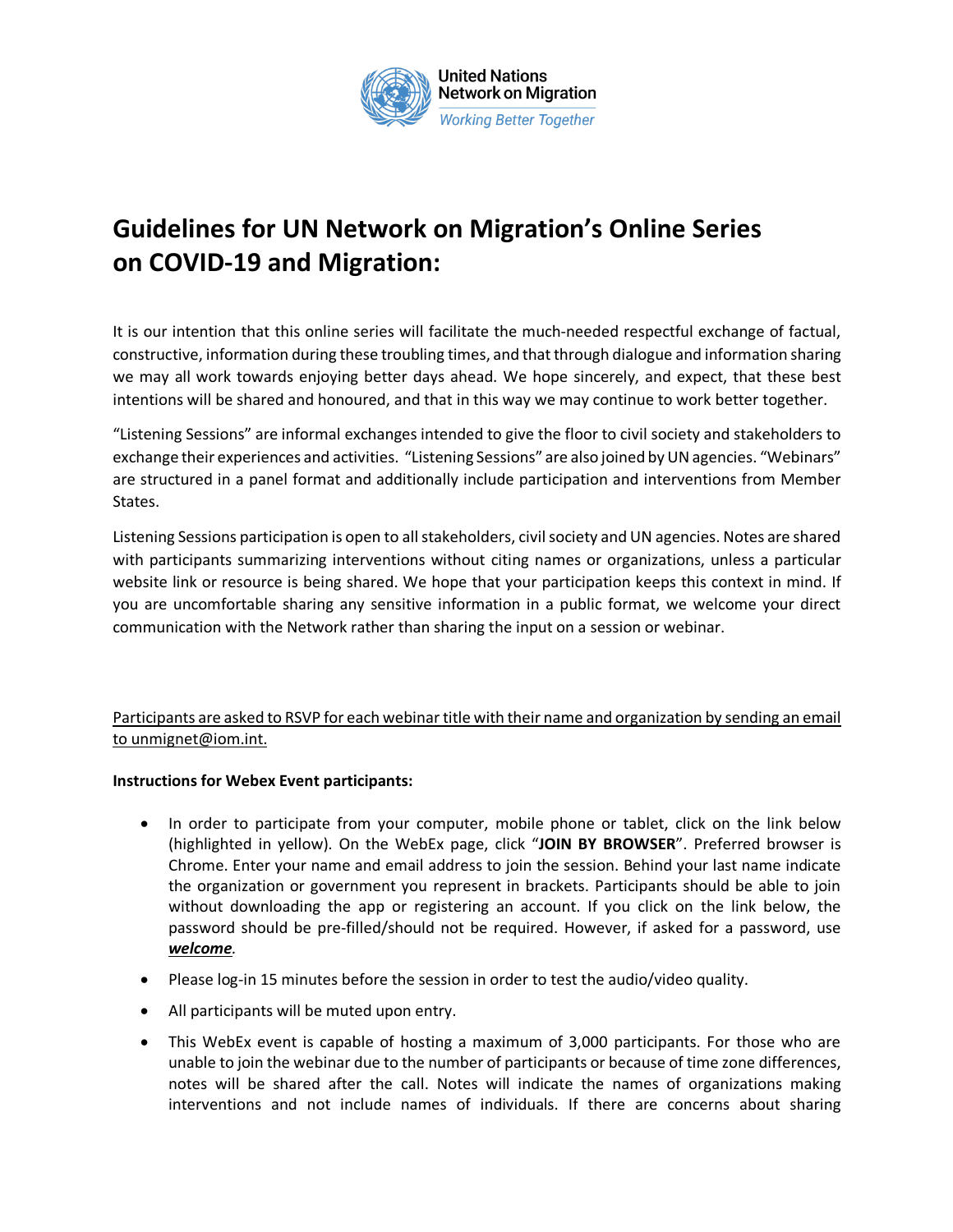United Nations
Network on Migration
*Working Better Together*

# Guidelines for UN Network on Migration's Online Series on COVID-19 and Migration:

It is our intention that this online series will facilitate the much-needed respectful exchange of factual, constructive, information during these troubling times, and that through dialogue and information sharing we may all work towards enjoying better days ahead. We hope sincerely, and expect, that these best intentions will be shared and honoured, and that in this way we may continue to work better together.

"Listening Sessions" are informal exchanges intended to give the floor to civil society and stakeholders to exchange their experiences and activities. "Listening Sessions" are also joined by UN agencies. "Webinars" are structured in a panel format and additionally include participation and interventions from Member States.

Listening Sessions participation is open to all stakeholders, civil society and UN agencies. Notes are shared with participants summarizing interventions without citing names or organizations, unless a particular website link or resource is being shared. We hope that your participation keeps this context in mind. If you are uncomfortable sharing any sensitive information in a public format, we welcome your direct communication with the Network rather than sharing the input on a session or webinar.

Participants are asked to RSVP for each webinar title with their name and organization by sending an email to unmignet@iom.int.

**Instructions for Webex Event participants:**

- In order to participate from your computer, mobile phone or tablet, click on the link below (highlighted in yellow). On the WebEx page, click "**JOIN BY BROWSER**". Preferred browser is Chrome. Enter your name and email address to join the session. Behind your last name indicate the organization or government you represent in brackets. Participants should be able to join without downloading the app or registering an account. If you click on the link below, the password should be pre-filled/should not be required. However, if asked for a password, use ***welcome***.
- Please log-in 15 minutes before the session in order to test the audio/video quality.
- All participants will be muted upon entry.
- This WebEx event is capable of hosting a maximum of 3,000 participants. For those who are unable to join the webinar due to the number of participants or because of time zone differences, notes will be shared after the call. Notes will indicate the names of organizations making interventions and not include names of individuals. If there are concerns about sharing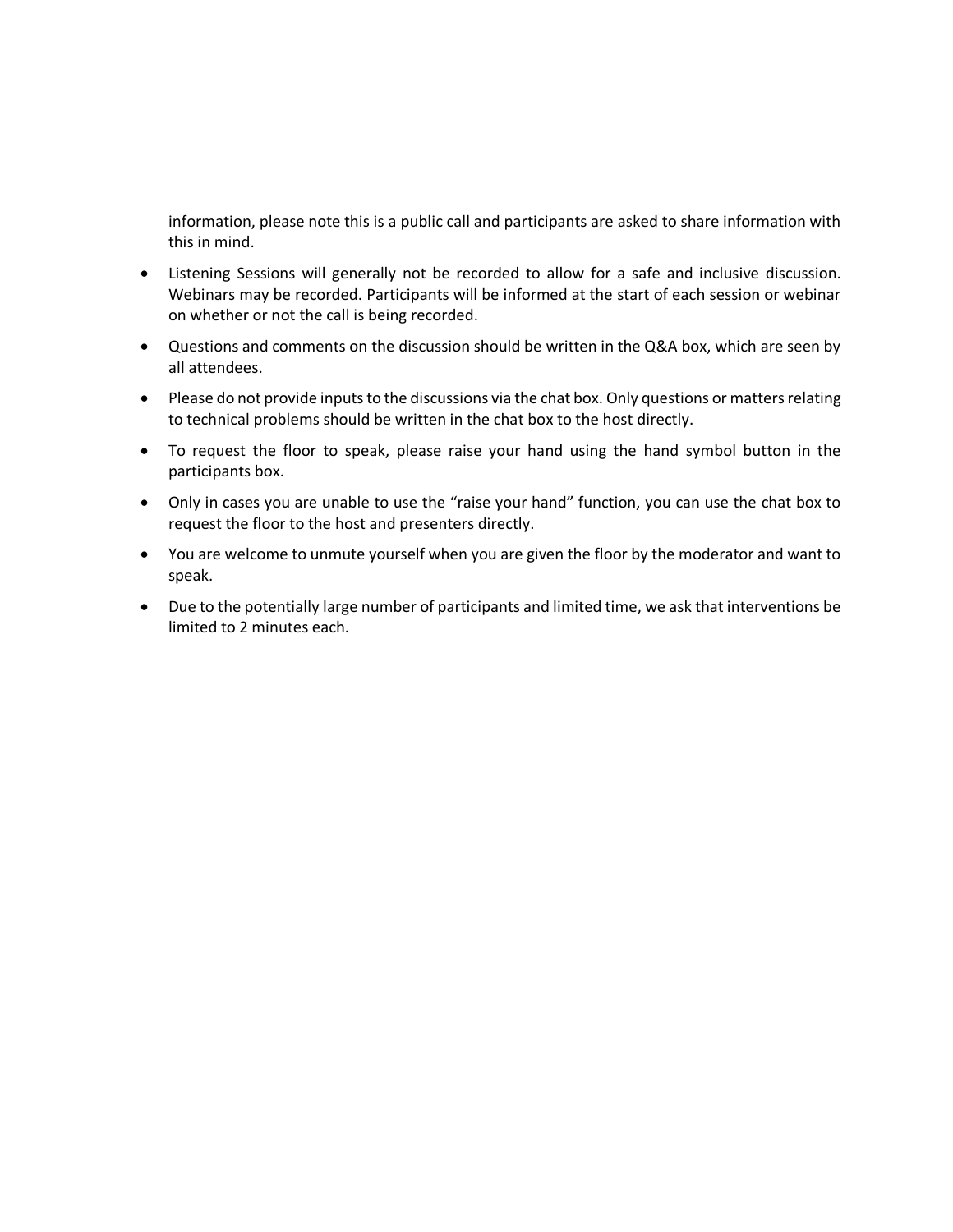information, please note this is a public call and participants are asked to share information with this in mind.

- Listening Sessions will generally not be recorded to allow for a safe and inclusive discussion. Webinars may be recorded. Participants will be informed at the start of each session or webinar on whether or not the call is being recorded.
- Questions and comments on the discussion should be written in the Q&A box, which are seen by all attendees.
- Please do not provide inputs to the discussions via the chat box. Only questions or matters relating to technical problems should be written in the chat box to the host directly.
- To request the floor to speak, please raise your hand using the hand symbol button in the participants box.
- Only in cases you are unable to use the "raise your hand" function, you can use the chat box to request the floor to the host and presenters directly.
- You are welcome to unmute yourself when you are given the floor by the moderator and want to speak.
- Due to the potentially large number of participants and limited time, we ask that interventions be limited to 2 minutes each.